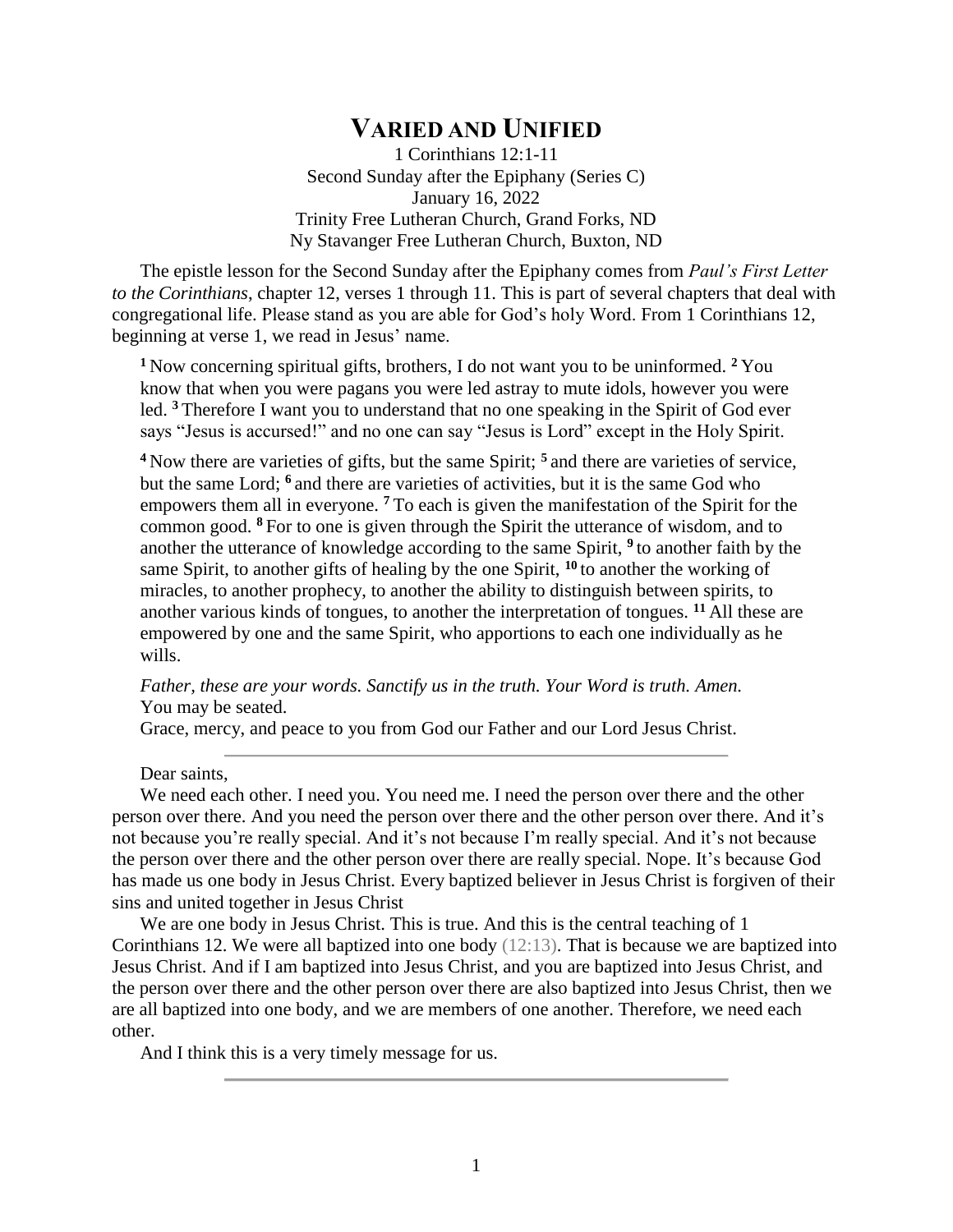# VARIED AND UNIFIED

1 Corinthians 12:1-11
Second Sunday after the Epiphany (Series C)
January 16, 2022
Trinity Free Lutheran Church, Grand Forks, ND
Ny Stavanger Free Lutheran Church, Buxton, ND

The epistle lesson for the Second Sunday after the Epiphany comes from *Paul's First Letter to the Corinthians*, chapter 12, verses 1 through 11. This is part of several chapters that deal with congregational life. Please stand as you are able for God's holy Word. From 1 Corinthians 12, beginning at verse 1, we read in Jesus' name.

> **1** Now concerning spiritual gifts, brothers, I do not want you to be uninformed. **2** You know that when you were pagans you were led astray to mute idols, however you were led. **3** Therefore I want you to understand that no one speaking in the Spirit of God ever says "Jesus is accursed!" and no one can say "Jesus is Lord" except in the Holy Spirit.
>
> **4** Now there are varieties of gifts, but the same Spirit; **5** and there are varieties of service, but the same Lord; **6** and there are varieties of activities, but it is the same God who empowers them all in everyone. **7** To each is given the manifestation of the Spirit for the common good. **8** For to one is given through the Spirit the utterance of wisdom, and to another the utterance of knowledge according to the same Spirit, **9** to another faith by the same Spirit, to another gifts of healing by the one Spirit, **10** to another the working of miracles, to another prophecy, to another the ability to distinguish between spirits, to another various kinds of tongues, to another the interpretation of tongues. **11** All these are empowered by one and the same Spirit, who apportions to each one individually as he wills.
>
> *Father, these are your words. Sanctify us in the truth. Your Word is truth. Amen.*
> You may be seated.
> Grace, mercy, and peace to you from God our Father and our Lord Jesus Christ.

---

Dear saints,

We need each other. I need you. You need me. I need the person over there and the other person over there. And you need the person over there and the other person over there. And it's not because you're really special. And it's not because I'm really special. And it's not because the person over there and the other person over there are really special. Nope. It's because God has made us one body in Jesus Christ. Every baptized believer in Jesus Christ is forgiven of their sins and united together in Jesus Christ

We are one body in Jesus Christ. This is true. And this is the central teaching of 1 Corinthians 12. We were all baptized into one body (12:13). That is because we are baptized into Jesus Christ. And if I am baptized into Jesus Christ, and you are baptized into Jesus Christ, and the person over there and the other person over there are also baptized into Jesus Christ, then we are all baptized into one body, and we are members of one another. Therefore, we need each other.

And I think this is a very timely message for us.

---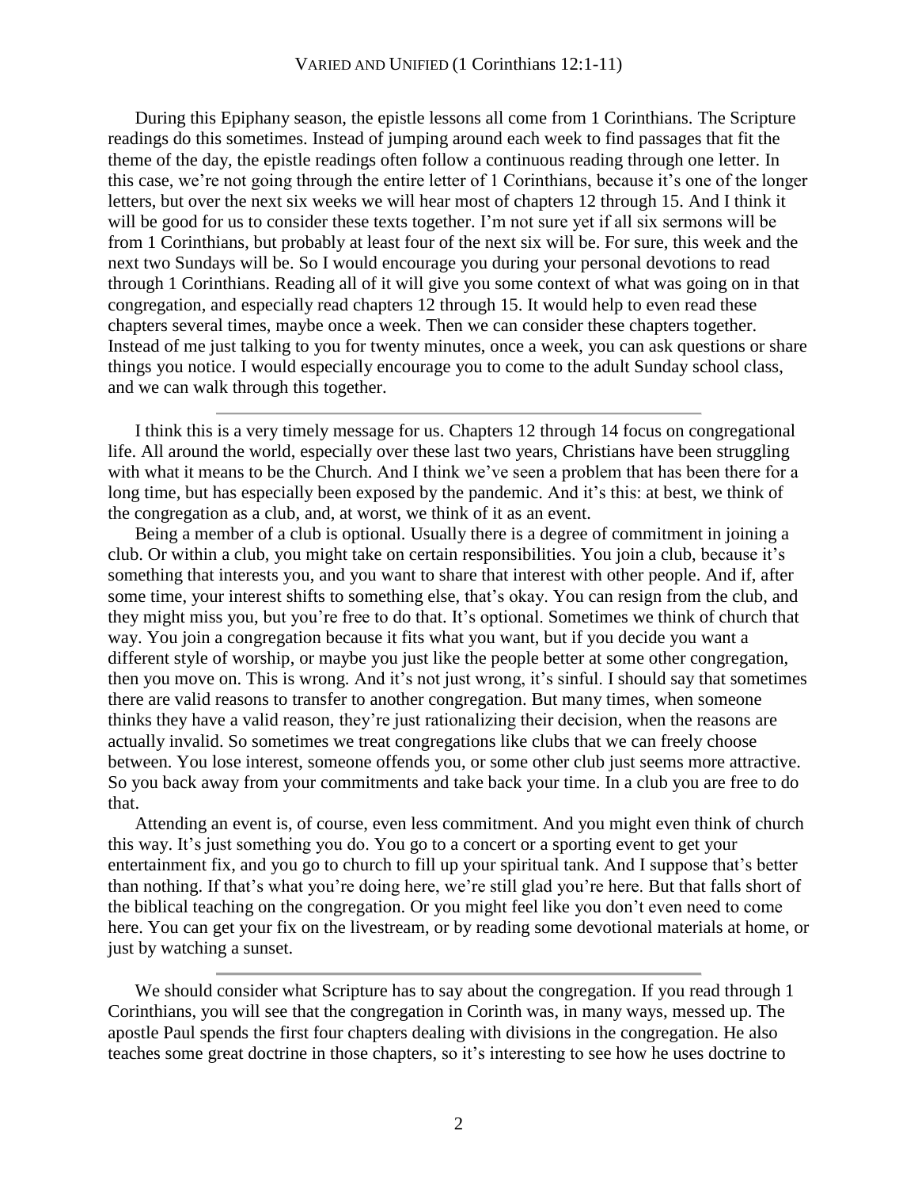During this Epiphany season, the epistle lessons all come from 1 Corinthians. The Scripture readings do this sometimes. Instead of jumping around each week to find passages that fit the theme of the day, the epistle readings often follow a continuous reading through one letter. In this case, we're not going through the entire letter of 1 Corinthians, because it's one of the longer letters, but over the next six weeks we will hear most of chapters 12 through 15. And I think it will be good for us to consider these texts together. I'm not sure yet if all six sermons will be from 1 Corinthians, but probably at least four of the next six will be. For sure, this week and the next two Sundays will be. So I would encourage you during your personal devotions to read through 1 Corinthians. Reading all of it will give you some context of what was going on in that congregation, and especially read chapters 12 through 15. It would help to even read these chapters several times, maybe once a week. Then we can consider these chapters together. Instead of me just talking to you for twenty minutes, once a week, you can ask questions or share things you notice. I would especially encourage you to come to the adult Sunday school class, and we can walk through this together.

---

I think this is a very timely message for us. Chapters 12 through 14 focus on congregational life. All around the world, especially over these last two years, Christians have been struggling with what it means to be the Church. And I think we've seen a problem that has been there for a long time, but has especially been exposed by the pandemic. And it's this: at best, we think of the congregation as a club, and, at worst, we think of it as an event.

Being a member of a club is optional. Usually there is a degree of commitment in joining a club. Or within a club, you might take on certain responsibilities. You join a club, because it's something that interests you, and you want to share that interest with other people. And if, after some time, your interest shifts to something else, that's okay. You can resign from the club, and they might miss you, but you're free to do that. It's optional. Sometimes we think of church that way. You join a congregation because it fits what you want, but if you decide you want a different style of worship, or maybe you just like the people better at some other congregation, then you move on. This is wrong. And it's not just wrong, it's sinful. I should say that sometimes there are valid reasons to transfer to another congregation. But many times, when someone thinks they have a valid reason, they're just rationalizing their decision, when the reasons are actually invalid. So sometimes we treat congregations like clubs that we can freely choose between. You lose interest, someone offends you, or some other club just seems more attractive. So you back away from your commitments and take back your time. In a club you are free to do that.

Attending an event is, of course, even less commitment. And you might even think of church this way. It's just something you do. You go to a concert or a sporting event to get your entertainment fix, and you go to church to fill up your spiritual tank. And I suppose that's better than nothing. If that's what you're doing here, we're still glad you're here. But that falls short of the biblical teaching on the congregation. Or you might feel like you don't even need to come here. You can get your fix on the livestream, or by reading some devotional materials at home, or just by watching a sunset.

---

We should consider what Scripture has to say about the congregation. If you read through 1 Corinthians, you will see that the congregation in Corinth was, in many ways, messed up. The apostle Paul spends the first four chapters dealing with divisions in the congregation. He also teaches some great doctrine in those chapters, so it's interesting to see how he uses doctrine to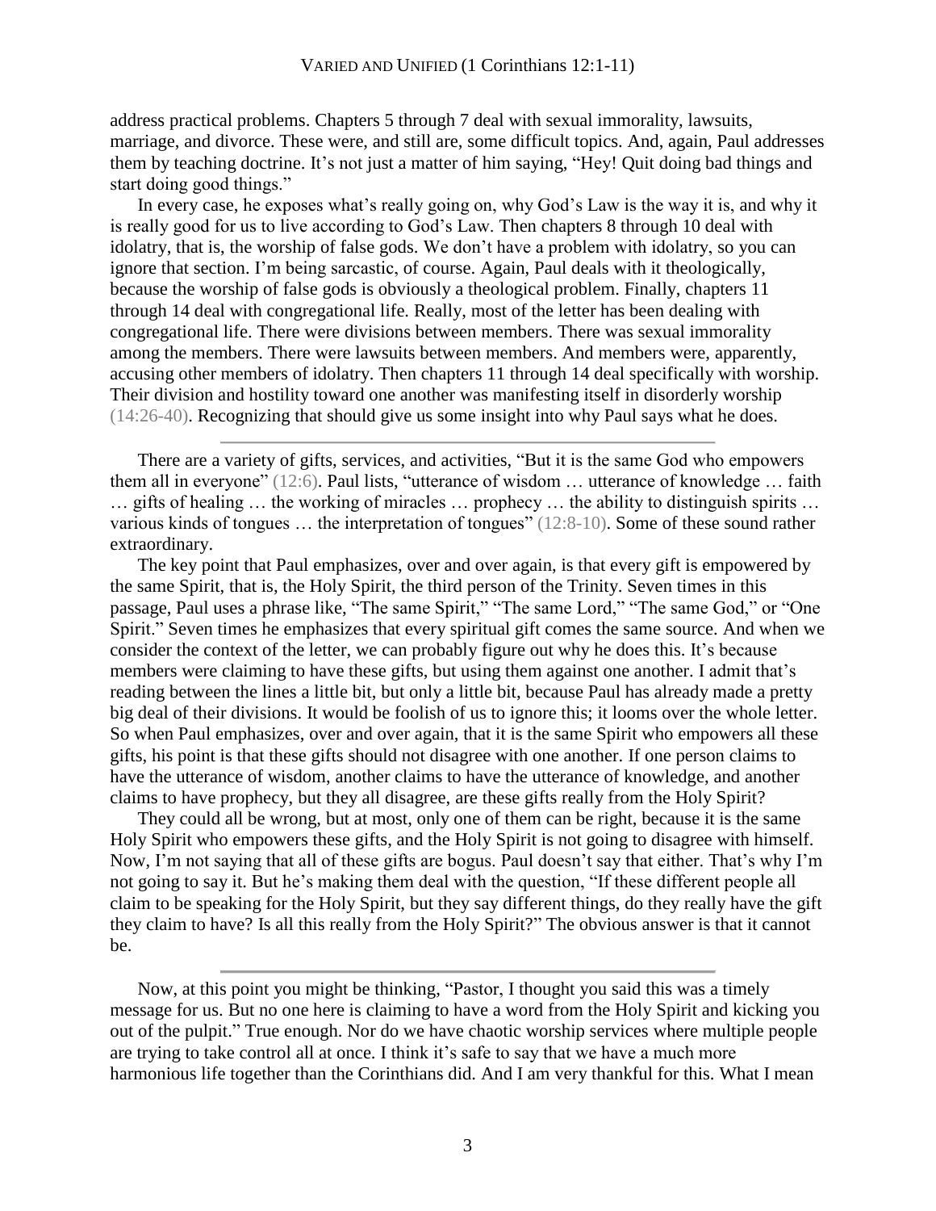address practical problems. Chapters 5 through 7 deal with sexual immorality, lawsuits, marriage, and divorce. These were, and still are, some difficult topics. And, again, Paul addresses them by teaching doctrine. It's not just a matter of him saying, "Hey! Quit doing bad things and start doing good things."

In every case, he exposes what's really going on, why God's Law is the way it is, and why it is really good for us to live according to God's Law. Then chapters 8 through 10 deal with idolatry, that is, the worship of false gods. We don't have a problem with idolatry, so you can ignore that section. I'm being sarcastic, of course. Again, Paul deals with it theologically, because the worship of false gods is obviously a theological problem. Finally, chapters 11 through 14 deal with congregational life. Really, most of the letter has been dealing with congregational life. There were divisions between members. There was sexual immorality among the members. There were lawsuits between members. And members were, apparently, accusing other members of idolatry. Then chapters 11 through 14 deal specifically with worship. Their division and hostility toward one another was manifesting itself in disorderly worship (14:26-40). Recognizing that should give us some insight into why Paul says what he does.

---

There are a variety of gifts, services, and activities, "But it is the same God who empowers them all in everyone" (12:6). Paul lists, "utterance of wisdom … utterance of knowledge … faith … gifts of healing … the working of miracles … prophecy … the ability to distinguish spirits … various kinds of tongues … the interpretation of tongues" (12:8-10). Some of these sound rather extraordinary.

The key point that Paul emphasizes, over and over again, is that every gift is empowered by the same Spirit, that is, the Holy Spirit, the third person of the Trinity. Seven times in this passage, Paul uses a phrase like, "The same Spirit," "The same Lord," "The same God," or "One Spirit." Seven times he emphasizes that every spiritual gift comes the same source. And when we consider the context of the letter, we can probably figure out why he does this. It's because members were claiming to have these gifts, but using them against one another. I admit that's reading between the lines a little bit, but only a little bit, because Paul has already made a pretty big deal of their divisions. It would be foolish of us to ignore this; it looms over the whole letter. So when Paul emphasizes, over and over again, that it is the same Spirit who empowers all these gifts, his point is that these gifts should not disagree with one another. If one person claims to have the utterance of wisdom, another claims to have the utterance of knowledge, and another claims to have prophecy, but they all disagree, are these gifts really from the Holy Spirit?

They could all be wrong, but at most, only one of them can be right, because it is the same Holy Spirit who empowers these gifts, and the Holy Spirit is not going to disagree with himself. Now, I'm not saying that all of these gifts are bogus. Paul doesn't say that either. That's why I'm not going to say it. But he's making them deal with the question, "If these different people all claim to be speaking for the Holy Spirit, but they say different things, do they really have the gift they claim to have? Is all this really from the Holy Spirit?" The obvious answer is that it cannot be.

---

Now, at this point you might be thinking, "Pastor, I thought you said this was a timely message for us. But no one here is claiming to have a word from the Holy Spirit and kicking you out of the pulpit." True enough. Nor do we have chaotic worship services where multiple people are trying to take control all at once. I think it's safe to say that we have a much more harmonious life together than the Corinthians did. And I am very thankful for this. What I mean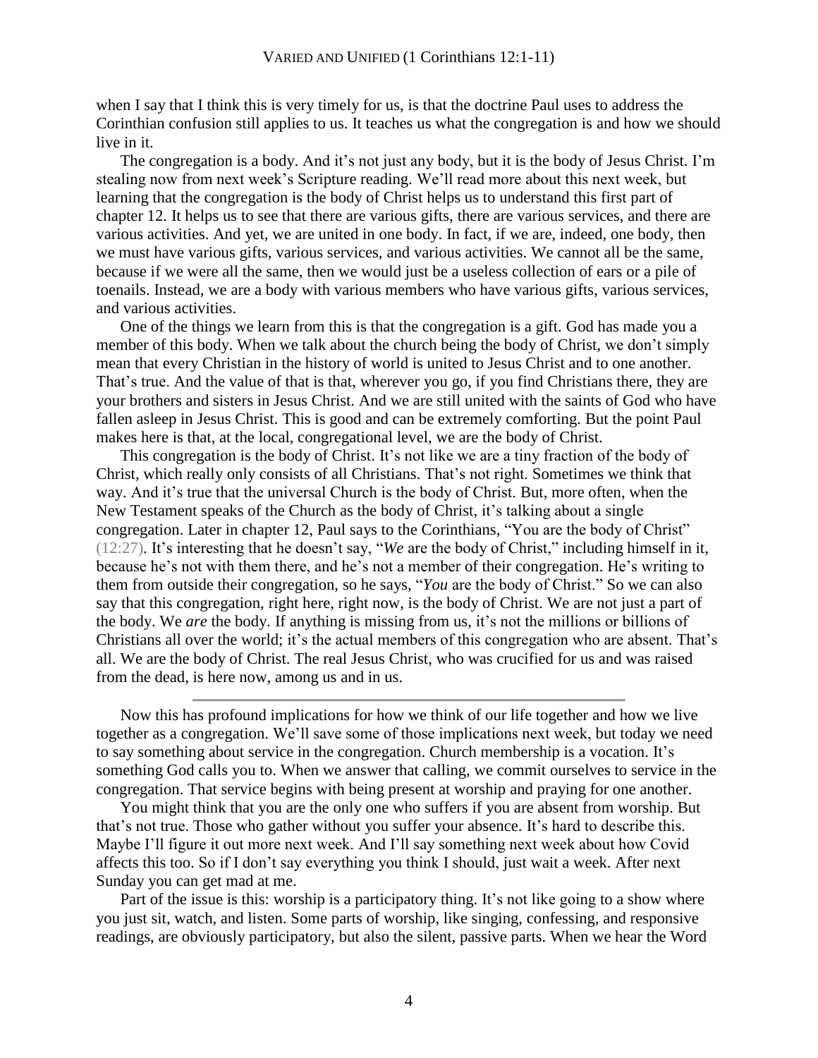when I say that I think this is very timely for us, is that the doctrine Paul uses to address the Corinthian confusion still applies to us. It teaches us what the congregation is and how we should live in it.

The congregation is a body. And it's not just any body, but it is the body of Jesus Christ. I'm stealing now from next week's Scripture reading. We'll read more about this next week, but learning that the congregation is the body of Christ helps us to understand this first part of chapter 12. It helps us to see that there are various gifts, there are various services, and there are various activities. And yet, we are united in one body. In fact, if we are, indeed, one body, then we must have various gifts, various services, and various activities. We cannot all be the same, because if we were all the same, then we would just be a useless collection of ears or a pile of toenails. Instead, we are a body with various members who have various gifts, various services, and various activities.

One of the things we learn from this is that the congregation is a gift. God has made you a member of this body. When we talk about the church being the body of Christ, we don't simply mean that every Christian in the history of world is united to Jesus Christ and to one another. That's true. And the value of that is that, wherever you go, if you find Christians there, they are your brothers and sisters in Jesus Christ. And we are still united with the saints of God who have fallen asleep in Jesus Christ. This is good and can be extremely comforting. But the point Paul makes here is that, at the local, congregational level, we are the body of Christ.

This congregation is the body of Christ. It's not like we are a tiny fraction of the body of Christ, which really only consists of all Christians. That's not right. Sometimes we think that way. And it's true that the universal Church is the body of Christ. But, more often, when the New Testament speaks of the Church as the body of Christ, it's talking about a single congregation. Later in chapter 12, Paul says to the Corinthians, "You are the body of Christ" (12:27). It's interesting that he doesn't say, "*We* are the body of Christ," including himself in it, because he's not with them there, and he's not a member of their congregation. He's writing to them from outside their congregation, so he says, "*You* are the body of Christ." So we can also say that this congregation, right here, right now, is the body of Christ. We are not just a part of the body. We *are* the body. If anything is missing from us, it's not the millions or billions of Christians all over the world; it's the actual members of this congregation who are absent. That's all. We are the body of Christ. The real Jesus Christ, who was crucified for us and was raised from the dead, is here now, among us and in us.

---

Now this has profound implications for how we think of our life together and how we live together as a congregation. We'll save some of those implications next week, but today we need to say something about service in the congregation. Church membership is a vocation. It's something God calls you to. When we answer that calling, we commit ourselves to service in the congregation. That service begins with being present at worship and praying for one another.

You might think that you are the only one who suffers if you are absent from worship. But that's not true. Those who gather without you suffer your absence. It's hard to describe this. Maybe I'll figure it out more next week. And I'll say something next week about how Covid affects this too. So if I don't say everything you think I should, just wait a week. After next Sunday you can get mad at me.

Part of the issue is this: worship is a participatory thing. It's not like going to a show where you just sit, watch, and listen. Some parts of worship, like singing, confessing, and responsive readings, are obviously participatory, but also the silent, passive parts. When we hear the Word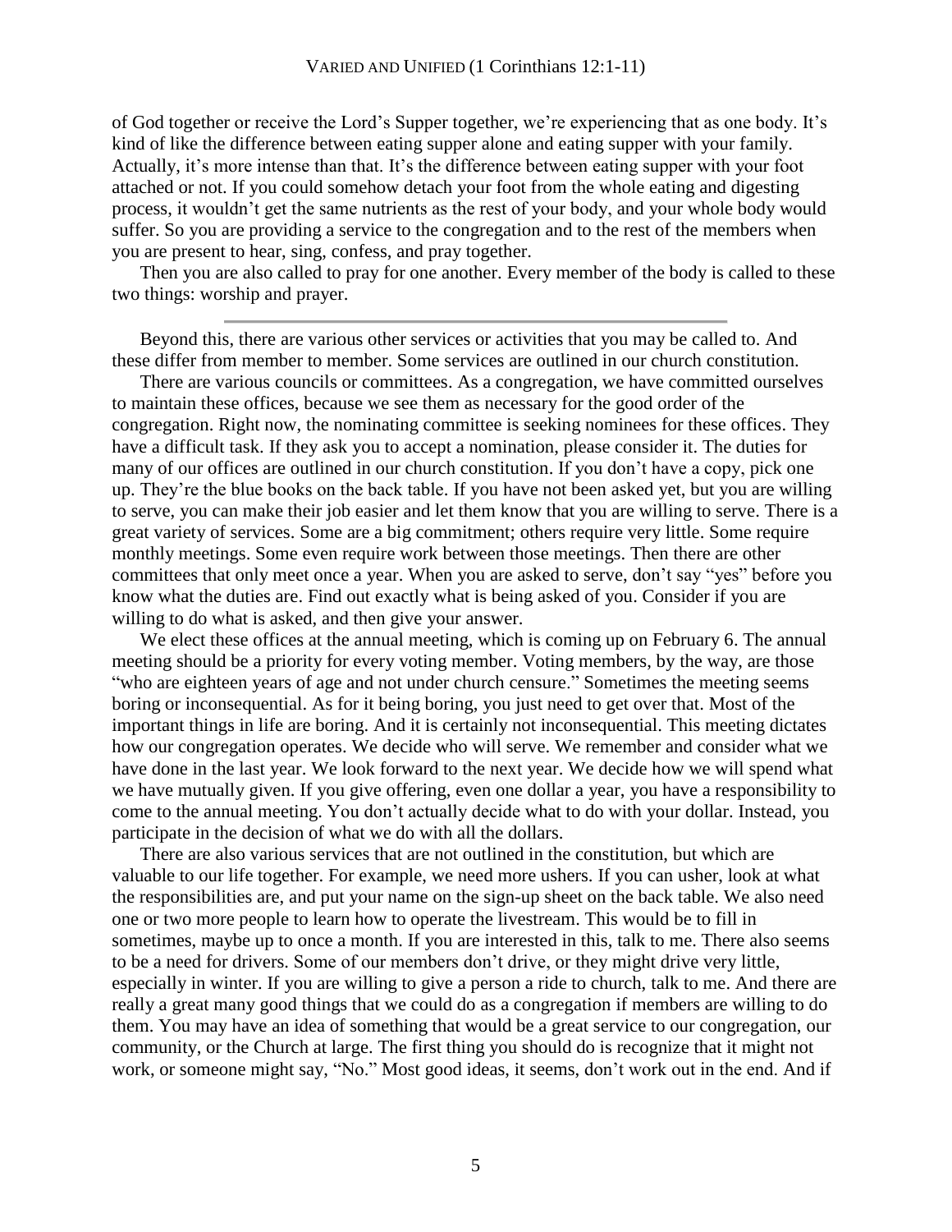of God together or receive the Lord's Supper together, we're experiencing that as one body. It's kind of like the difference between eating supper alone and eating supper with your family. Actually, it's more intense than that. It's the difference between eating supper with your foot attached or not. If you could somehow detach your foot from the whole eating and digesting process, it wouldn't get the same nutrients as the rest of your body, and your whole body would suffer. So you are providing a service to the congregation and to the rest of the members when you are present to hear, sing, confess, and pray together.

Then you are also called to pray for one another. Every member of the body is called to these two things: worship and prayer.

---

Beyond this, there are various other services or activities that you may be called to. And these differ from member to member. Some services are outlined in our church constitution.

There are various councils or committees. As a congregation, we have committed ourselves to maintain these offices, because we see them as necessary for the good order of the congregation. Right now, the nominating committee is seeking nominees for these offices. They have a difficult task. If they ask you to accept a nomination, please consider it. The duties for many of our offices are outlined in our church constitution. If you don't have a copy, pick one up. They're the blue books on the back table. If you have not been asked yet, but you are willing to serve, you can make their job easier and let them know that you are willing to serve. There is a great variety of services. Some are a big commitment; others require very little. Some require monthly meetings. Some even require work between those meetings. Then there are other committees that only meet once a year. When you are asked to serve, don't say "yes" before you know what the duties are. Find out exactly what is being asked of you. Consider if you are willing to do what is asked, and then give your answer.

We elect these offices at the annual meeting, which is coming up on February 6. The annual meeting should be a priority for every voting member. Voting members, by the way, are those "who are eighteen years of age and not under church censure." Sometimes the meeting seems boring or inconsequential. As for it being boring, you just need to get over that. Most of the important things in life are boring. And it is certainly not inconsequential. This meeting dictates how our congregation operates. We decide who will serve. We remember and consider what we have done in the last year. We look forward to the next year. We decide how we will spend what we have mutually given. If you give offering, even one dollar a year, you have a responsibility to come to the annual meeting. You don't actually decide what to do with your dollar. Instead, you participate in the decision of what we do with all the dollars.

There are also various services that are not outlined in the constitution, but which are valuable to our life together. For example, we need more ushers. If you can usher, look at what the responsibilities are, and put your name on the sign-up sheet on the back table. We also need one or two more people to learn how to operate the livestream. This would be to fill in sometimes, maybe up to once a month. If you are interested in this, talk to me. There also seems to be a need for drivers. Some of our members don't drive, or they might drive very little, especially in winter. If you are willing to give a person a ride to church, talk to me. And there are really a great many good things that we could do as a congregation if members are willing to do them. You may have an idea of something that would be a great service to our congregation, our community, or the Church at large. The first thing you should do is recognize that it might not work, or someone might say, "No." Most good ideas, it seems, don't work out in the end. And if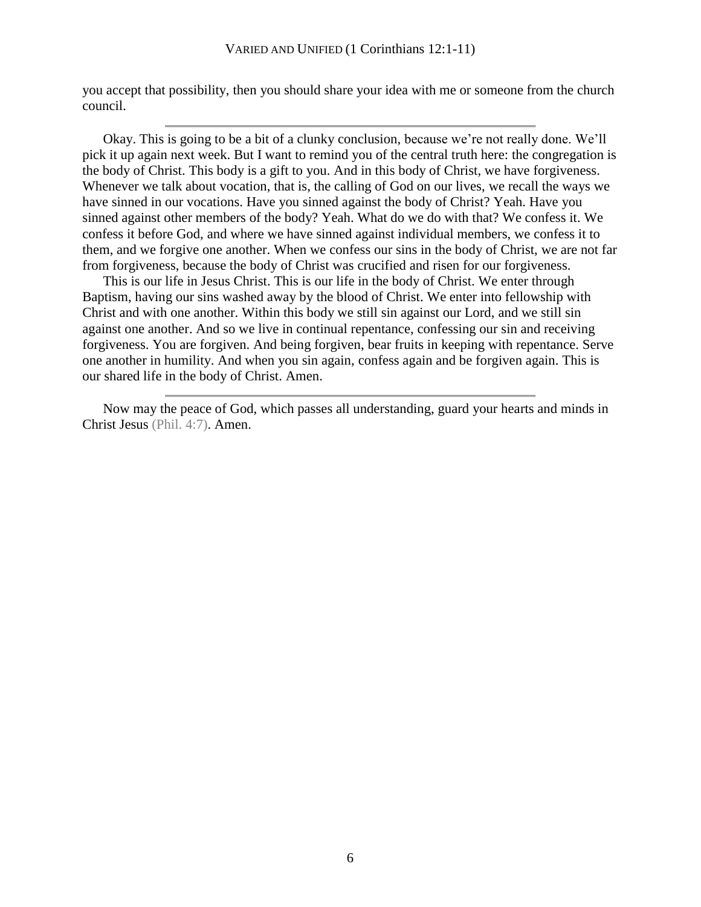you accept that possibility, then you should share your idea with me or someone from the church council.

---

Okay. This is going to be a bit of a clunky conclusion, because we're not really done. We'll pick it up again next week. But I want to remind you of the central truth here: the congregation is the body of Christ. This body is a gift to you. And in this body of Christ, we have forgiveness. Whenever we talk about vocation, that is, the calling of God on our lives, we recall the ways we have sinned in our vocations. Have you sinned against the body of Christ? Yeah. Have you sinned against other members of the body? Yeah. What do we do with that? We confess it. We confess it before God, and where we have sinned against individual members, we confess it to them, and we forgive one another. When we confess our sins in the body of Christ, we are not far from forgiveness, because the body of Christ was crucified and risen for our forgiveness.

This is our life in Jesus Christ. This is our life in the body of Christ. We enter through Baptism, having our sins washed away by the blood of Christ. We enter into fellowship with Christ and with one another. Within this body we still sin against our Lord, and we still sin against one another. And so we live in continual repentance, confessing our sin and receiving forgiveness. You are forgiven. And being forgiven, bear fruits in keeping with repentance. Serve one another in humility. And when you sin again, confess again and be forgiven again. This is our shared life in the body of Christ. Amen.

---

Now may the peace of God, which passes all understanding, guard your hearts and minds in Christ Jesus (Phil. 4:7). Amen.